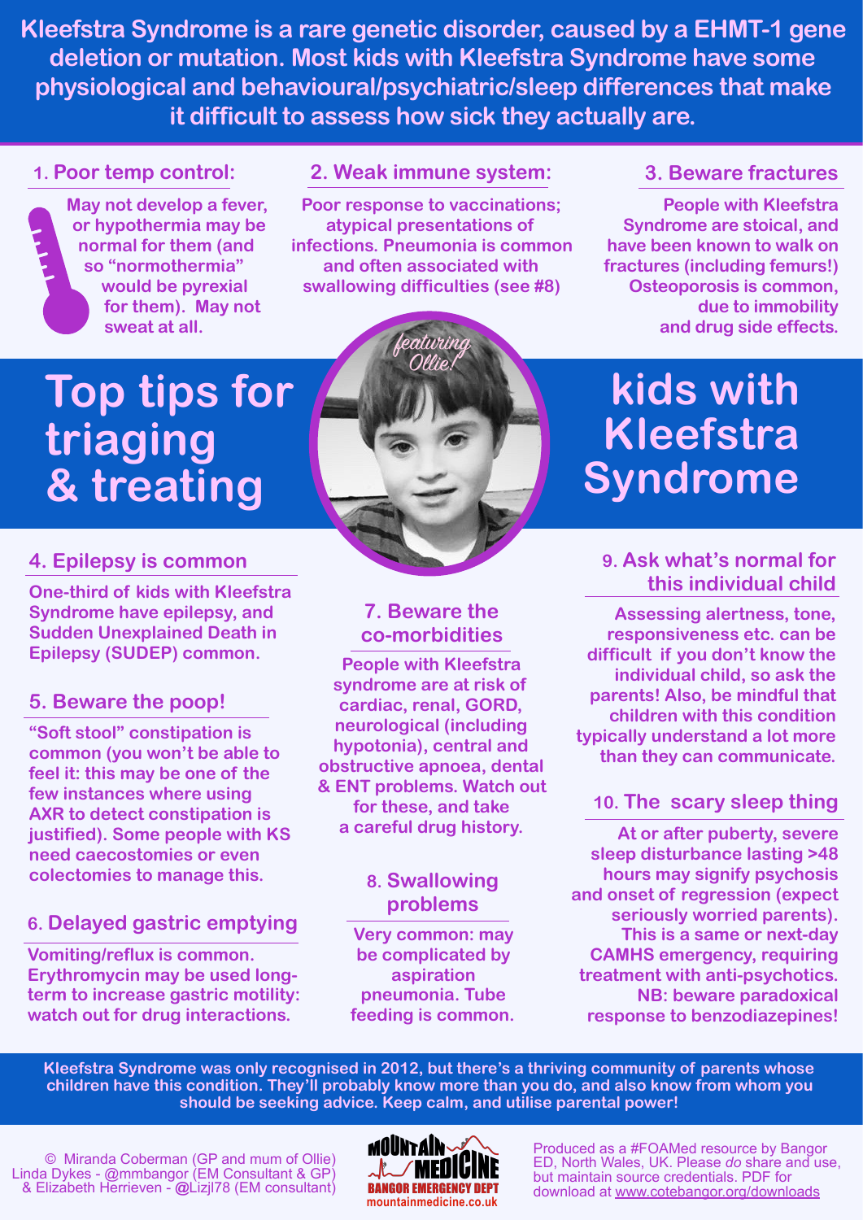**Kleefstra Syndrome is a rare genetic disorder, caused by a EHMT-1 gene deletion or mutation. Most kids with Kleefstra Syndrome have some physiological and behavioural/psychiatric/sleep differences that make it difficult to assess how sick they actually are.**

# Top tips for triaging & treating kids with Kleefstra Syndrome

*featuring Ollie!*

## 1. Poor temp control:

May not develop a fever, or hypothermia may be normal for them (and so "normothermia" would be pyrexial for them). May not sweat at all.

## 2. Weak immune system:

Poor response to vaccinations; atypical presentations of infections. Pneumonia is common and often associated with swallowing difficulties (see #8)

## 3. Beware fractures

People with Kleefstra Syndrome are stoical, and have been known to walk on fractures (including femurs!) Osteoporosis is common, due to immobility and drug side effects.

## 4. Epilepsy is common

One-third of kids with Kleefstra Syndrome have epilepsy, and Sudden Unexplained Death in Epilepsy (SUDEP) common.

## 5. Beware the poop!

"Soft stool" constipation is common (you won't be able to feel it: this may be one of the few instances where using AXR to detect constipation is justified). Some people with KS need caecostomies or even colectomies to manage this.

## 6. Delayed gastric emptying

Vomiting/reflux is common. Erythromycin may be used long-term to increase gastric motility: watch out for drug interactions.

## 7. Beware the co-morbidities

People with Kleefstra syndrome are at risk of cardiac, renal, GORD, neurological (including hypotonia), central and obstructive apnoea, dental & ENT problems. Watch out for these, and take a careful drug history.

## 8. Swallowing problems

Very common: may be complicated by aspiration pneumonia. Tube feeding is common.

## 9. Ask what's normal for this individual child

Assessing alertness, tone, responsiveness etc. can be difficult if you don't know the individual child, so ask the parents! Also, be mindful that children with this condition typically understand a lot more than they can communicate.

## 10. The scary sleep thing

At or after puberty, severe sleep disturbance lasting >48 hours may signify psychosis and onset of regression (expect seriously worried parents). This is a same or next-day CAMHS emergency, requiring treatment with anti-psychotics. NB: beware paradoxical response to benzodiazepines!

**Kleefstra Syndrome was only recognised in 2012, but there's a thriving community of parents whose children have this condition. They'll probably know more than you do, and also know from whom you should be seeking advice. Keep calm, and utilise parental power!**

© Miranda Coberman (GP and mum of Ollie)
Linda Dykes - @mmbangor (EM Consultant & GP)
& Elizabeth Herrieven - @Lizjl78 (EM consultant)

MOUNTAIN MEDICINE
BANGOR EMERGENCY DEPT
mountainmedicine.co.uk

Produced as a #FOAMed resource by Bangor ED, North Wales, UK. Please *do* share and use, but maintain source credentials. PDF for download at www.cotebangor.org/downloads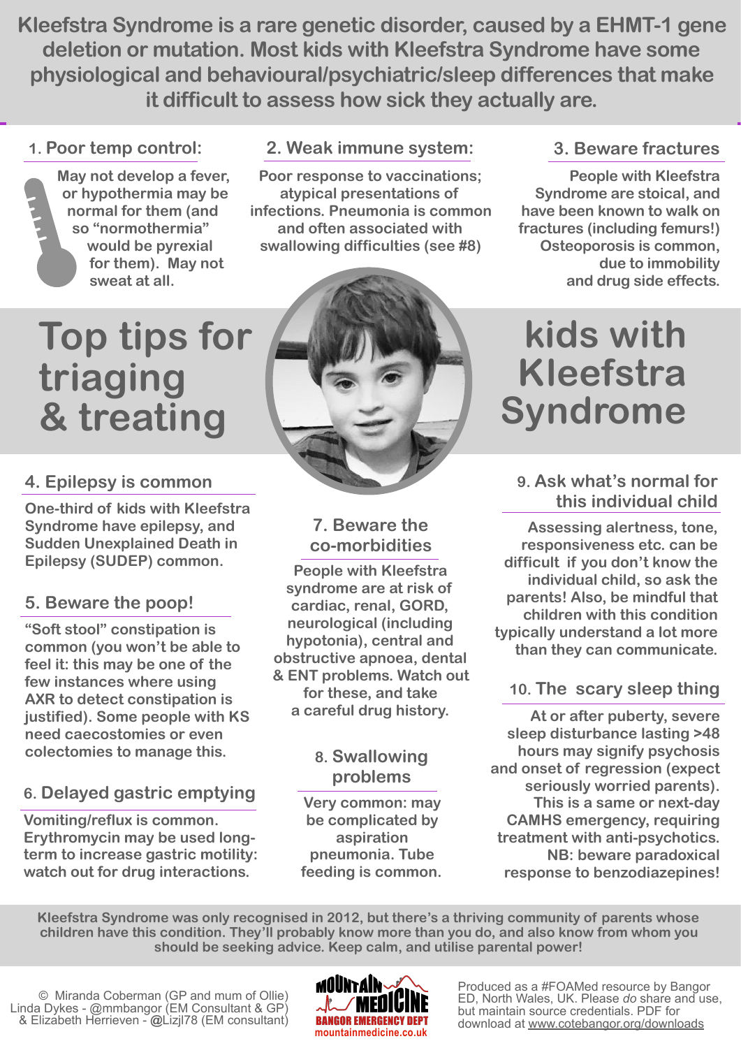**Kleefstra Syndrome is a rare genetic disorder, caused by a EHMT-1 gene deletion or mutation. Most kids with Kleefstra Syndrome have some physiological and behavioural/psychiatric/sleep differences that make it difficult to assess how sick they actually are.**

# Top tips for triaging & treating kids with Kleefstra Syndrome

## 1. Poor temp control:

May not develop a fever, or hypothermia may be normal for them (and so "normothermia" would be pyrexial for them). May not sweat at all.

## 2. Weak immune system:

Poor response to vaccinations; atypical presentations of infections. Pneumonia is common and often associated with swallowing difficulties (see #8)

## 3. Beware fractures

People with Kleefstra Syndrome are stoical, and have been known to walk on fractures (including femurs!) Osteoporosis is common, due to immobility and drug side effects.

## 4. Epilepsy is common

One-third of kids with Kleefstra Syndrome have epilepsy, and Sudden Unexplained Death in Epilepsy (SUDEP) common.

## 5. Beware the poop!

"Soft stool" constipation is common (you won't be able to feel it: this may be one of the few instances where using AXR to detect constipation is justified). Some people with KS need caecostomies or even colectomies to manage this.

## 6. Delayed gastric emptying

Vomiting/reflux is common. Erythromycin may be used long-term to increase gastric motility: watch out for drug interactions.

## 7. Beware the co-morbidities

People with Kleefstra syndrome are at risk of cardiac, renal, GORD, neurological (including hypotonia), central and obstructive apnoea, dental & ENT problems. Watch out for these, and take a careful drug history.

## 8. Swallowing problems

Very common: may be complicated by aspiration pneumonia. Tube feeding is common.

## 9. Ask what's normal for this individual child

Assessing alertness, tone, responsiveness etc. can be difficult if you don't know the individual child, so ask the parents! Also, be mindful that children with this condition typically understand a lot more than they can communicate.

## 10. The scary sleep thing

At or after puberty, severe sleep disturbance lasting >48 hours may signify psychosis and onset of regression (expect seriously worried parents). This is a same or next-day CAMHS emergency, requiring treatment with anti-psychotics. NB: beware paradoxical response to benzodiazepines!

**Kleefstra Syndrome was only recognised in 2012, but there's a thriving community of parents whose children have this condition. They'll probably know more than you do, and also know from whom you should be seeking advice. Keep calm, and utilise parental power!**

© Miranda Coberman (GP and mum of Ollie)
Linda Dykes - @mmbangor (EM Consultant & GP)
& Elizabeth Herrieven - @Lizjl78 (EM consultant)

MOUNTAIN MEDICINE
BANGOR EMERGENCY DEPT
mountainmedicine.co.uk

Produced as a #FOAMed resource by Bangor ED, North Wales, UK. Please *do* share and use, but maintain source credentials. PDF for download at www.cotebangor.org/downloads